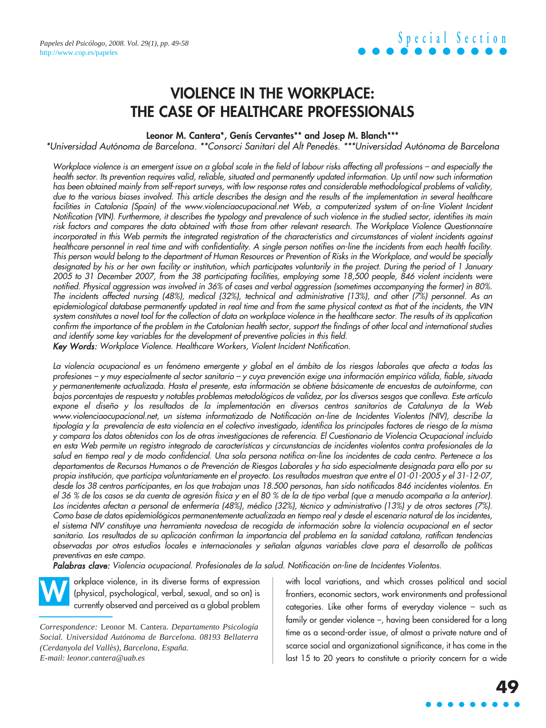# VIOLENCE IN THE WORKPLACE: THE CASE OF HEALTHCARE PROFESSIONALS

**Leonor M. Cantera\*, Genís Cervantes\*\* and Josep M. Blanch\*\*\***

*\*Universidad Autónoma de Barcelona. \*\*Consorci Sanitari del Alt Penedés. \*\*\*Universidad Autónoma de Barcelona*

*Workplace violence is an emergent issue on a global scale in the field of labour risks affecting all professions – and especially the health sector. Its prevention requires valid, reliable, situated and permanently updated information. Up until now such information has been obtained mainly from self-report surveys, with low response rates and considerable methodological problems of validity, due to the various biases involved. This article describes the design and the results of the implementation in several healthcare facilities in Catalonia (Spain) of the www.violenciaocupacional.net Web, a computerized system of on-line Violent Incident Notification (VIN). Furthermore, it describes the typology and prevalence of such violence in the studied sector, identifies its main risk factors and compares the data obtained with those from other relevant research. The Workplace Violence Questionnaire incorporated in this Web permits the integrated registration of the characteristics and circumstances of violent incidents against healthcare personnel in real time and with confidentiality. A single person notifies on-line the incidents from each health facility. This person would belong to the department of Human Resources or Prevention of Risks in the Workplace, and would be specially designated by his or her own facility or institution, which participates voluntarily in the project. During the period of 1 January 2005 to 31 December 2007, from the 38 participating facilities, employing some 18,500 people, 846 violent incidents were notified. Physical aggression was involved in 36% of cases and verbal aggression (sometimes accompanying the former) in 80%. The incidents affected nursing (48%), medical (32%), technical and administrative (13%), and other (7%) personnel. As an epidemiological database permanently updated in real time and from the same physical context as that of the incidents, the VIN system constitutes a novel tool for the collection of data on workplace violence in the healthcare sector. The results of its application confirm the importance of the problem in the Catalonian health sector, support the findings of other local and international studies and identify some key variables for the development of preventive policies in this field.*

***Key Words:*** *Workplace Violence. Healthcare Workers, Violent Incident Notification.*

*La violencia ocupacional es un fenómeno emergente y global en el ámbito de los riesgos laborales que afecta a todas las profesiones – y muy especialmente al sector sanitario – y cuya prevención exige una información empírica válida, fiable, situada y permanentemente actualizada. Hasta el presente, esta información se obtiene básicamente de encuestas de autoinforme, con bajos porcentajes de respuesta y notables problemas metodológicos de validez, por los diversos sesgos que conlleva. Este artículo expone el diseño y los resultados de la implementación en diversos centros sanitarios de Catalunya de la Web www.violenciaocupacional.net, un sistema informatizado de Notificación on-line de Incidentes Violentos (NIV), describe la tipología y la prevalencia de esta violencia en el colectivo investigado, identifica los principales factores de riesgo de la misma y compara los datos obtenidos con los de otras investigaciones de referencia. El Cuestionario de Violencia Ocupacional incluido en esta Web permite un registro integrado de características y circunstancias de incidentes violentos contra profesionales de la salud en tiempo real y de modo confidencial. Una sola persona notifica on-line los incidentes de cada centro. Pertenece a los departamentos de Recursos Humanos o de Prevención de Riesgos Laborales y ha sido especialmente designada para ello por su propia institución, que participa voluntariamente en el proyecto. Los resultados muestran que entre el 01-01-2005 y el 31-12-07, desde los 38 centros participantes, en los que trabajan unas 18.500 personas, han sido notificados 846 incidentes violentos. En el 36 % de los casos se da cuenta de agresión física y en el 80 % de la de tipo verbal (que a menudo acompaña a la anterior). Los incidentes afectan a personal de enfermería (48%), médico (32%), técnico y administrativo (13%) y de otros sectores (7%). Como base de datos epidemiológicos permanentemente actualizada en tiempo real y desde el escenario natural de los incidentes, el sistema NIV constituye una herramienta novedosa de recogida de información sobre la violencia ocupacional en el sector sanitario. Los resultados de su aplicación confirman la importancia del problema en la sanidad catalana, ratifican tendencias observadas por otros estudios locales e internacionales y señalan algunas variables clave para el desarrollo de políticas preventivas en este campo.*

***Palabras clave:*** *Violencia ocupacional. Profesionales de la salud. Notificación on-line de Incidentes Violentos.*

Workplace violence, in its diverse forms of expression (physical, psychological, verbal, sexual, and so on) is currently observed and perceived as a global problem with local variations, and which crosses political and social frontiers, economic sectors, work environments and professional categories. Like other forms of everyday violence – such as family or gender violence –, having been considered for a long time as a second-order issue, of almost a private nature and of scarce social and organizational significance, it has come in the last 15 to 20 years to constitute a priority concern for a wide

*Correspondence:* Leonor M. Cantera. *Departamento Psicología Social. Universidad Autónoma de Barcelona. 08193 Bellaterra (Cerdanyola del Vallès), Barcelona, España. E-mail: leonor.cantera@uab.es*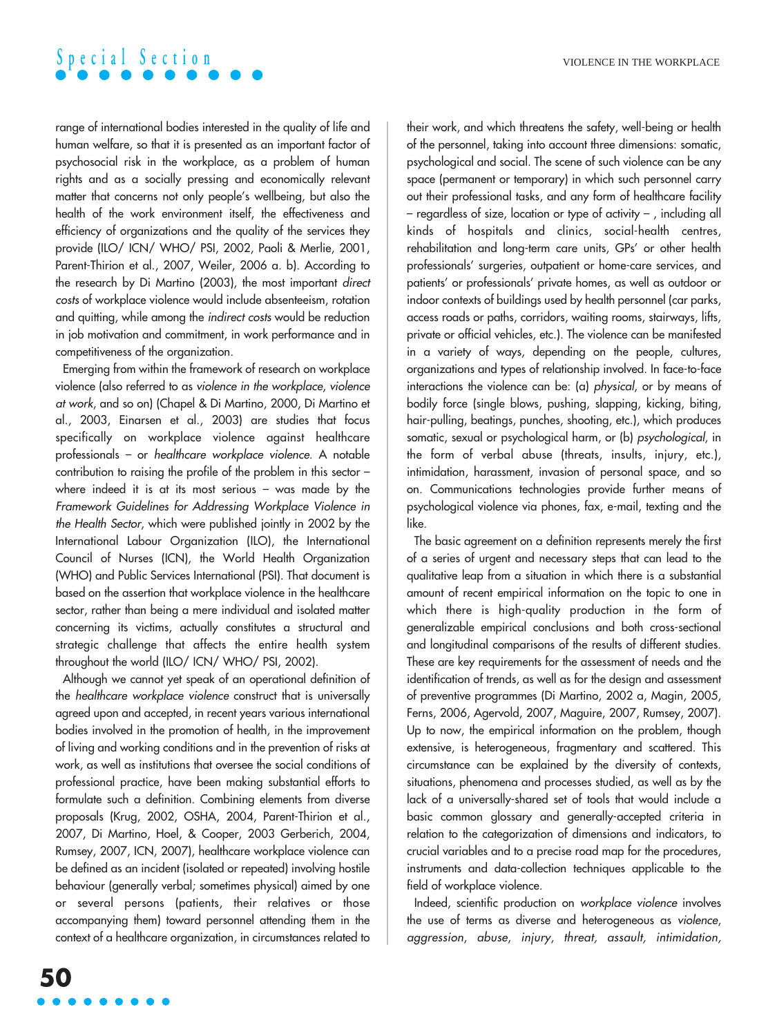range of international bodies interested in the quality of life and human welfare, so that it is presented as an important factor of psychosocial risk in the workplace, as a problem of human rights and as a socially pressing and economically relevant matter that concerns not only people's wellbeing, but also the health of the work environment itself, the effectiveness and efficiency of organizations and the quality of the services they provide (ILO/ ICN/ WHO/ PSI, 2002, Paoli & Merlie, 2001, Parent-Thirion et al., 2007, Weiler, 2006 a. b). According to the research by Di Martino (2003), the most important *direct costs* of workplace violence would include absenteeism, rotation and quitting, while among the *indirect costs* would be reduction in job motivation and commitment, in work performance and in competitiveness of the organization.

Emerging from within the framework of research on workplace violence (also referred to as *violence in the workplace*, *violence at work*, and so on) (Chapel & Di Martino, 2000, Di Martino et al., 2003, Einarsen et al., 2003) are studies that focus specifically on workplace violence against healthcare professionals – or *healthcare workplace violence*. A notable contribution to raising the profile of the problem in this sector – where indeed it is at its most serious – was made by the *Framework Guidelines for Addressing Workplace Violence in the Health Sector*, which were published jointly in 2002 by the International Labour Organization (ILO), the International Council of Nurses (ICN), the World Health Organization (WHO) and Public Services International (PSI). That document is based on the assertion that workplace violence in the healthcare sector, rather than being a mere individual and isolated matter concerning its victims, actually constitutes a structural and strategic challenge that affects the entire health system throughout the world (ILO/ ICN/ WHO/ PSI, 2002).

Although we cannot yet speak of an operational definition of the *healthcare workplace violence* construct that is universally agreed upon and accepted, in recent years various international bodies involved in the promotion of health, in the improvement of living and working conditions and in the prevention of risks at work, as well as institutions that oversee the social conditions of professional practice, have been making substantial efforts to formulate such a definition. Combining elements from diverse proposals (Krug, 2002, OSHA, 2004, Parent-Thirion et al., 2007, Di Martino, Hoel, & Cooper, 2003 Gerberich, 2004, Rumsey, 2007, ICN, 2007), healthcare workplace violence can be defined as an incident (isolated or repeated) involving hostile behaviour (generally verbal; sometimes physical) aimed by one or several persons (patients, their relatives or those accompanying them) toward personnel attending them in the context of a healthcare organization, in circumstances related to their work, and which threatens the safety, well-being or health of the personnel, taking into account three dimensions: somatic, psychological and social. The scene of such violence can be any space (permanent or temporary) in which such personnel carry out their professional tasks, and any form of healthcare facility – regardless of size, location or type of activity – , including all kinds of hospitals and clinics, social-health centres, rehabilitation and long-term care units, GPs' or other health professionals' surgeries, outpatient or home-care services, and patients' or professionals' private homes, as well as outdoor or indoor contexts of buildings used by health personnel (car parks, access roads or paths, corridors, waiting rooms, stairways, lifts, private or official vehicles, etc.). The violence can be manifested in a variety of ways, depending on the people, cultures, organizations and types of relationship involved. In face-to-face interactions the violence can be: (a) *physical*, or by means of bodily force (single blows, pushing, slapping, kicking, biting, hair-pulling, beatings, punches, shooting, etc.), which produces somatic, sexual or psychological harm, or (b) *psychological*, in the form of verbal abuse (threats, insults, injury, etc.), intimidation, harassment, invasion of personal space, and so on. Communications technologies provide further means of psychological violence via phones, fax, e-mail, texting and the like.

The basic agreement on a definition represents merely the first of a series of urgent and necessary steps that can lead to the qualitative leap from a situation in which there is a substantial amount of recent empirical information on the topic to one in which there is high-quality production in the form of generalizable empirical conclusions and both cross-sectional and longitudinal comparisons of the results of different studies. These are key requirements for the assessment of needs and the identification of trends, as well as for the design and assessment of preventive programmes (Di Martino, 2002 a, Magin, 2005, Ferns, 2006, Agervold, 2007, Maguire, 2007, Rumsey, 2007). Up to now, the empirical information on the problem, though extensive, is heterogeneous, fragmentary and scattered. This circumstance can be explained by the diversity of contexts, situations, phenomena and processes studied, as well as by the lack of a universally-shared set of tools that would include a basic common glossary and generally-accepted criteria in relation to the categorization of dimensions and indicators, to crucial variables and to a precise road map for the procedures, instruments and data-collection techniques applicable to the field of workplace violence.

Indeed, scientific production on *workplace violence* involves the use of terms as diverse and heterogeneous as *violence, aggression, abuse, injury, threat, assault, intimidation,*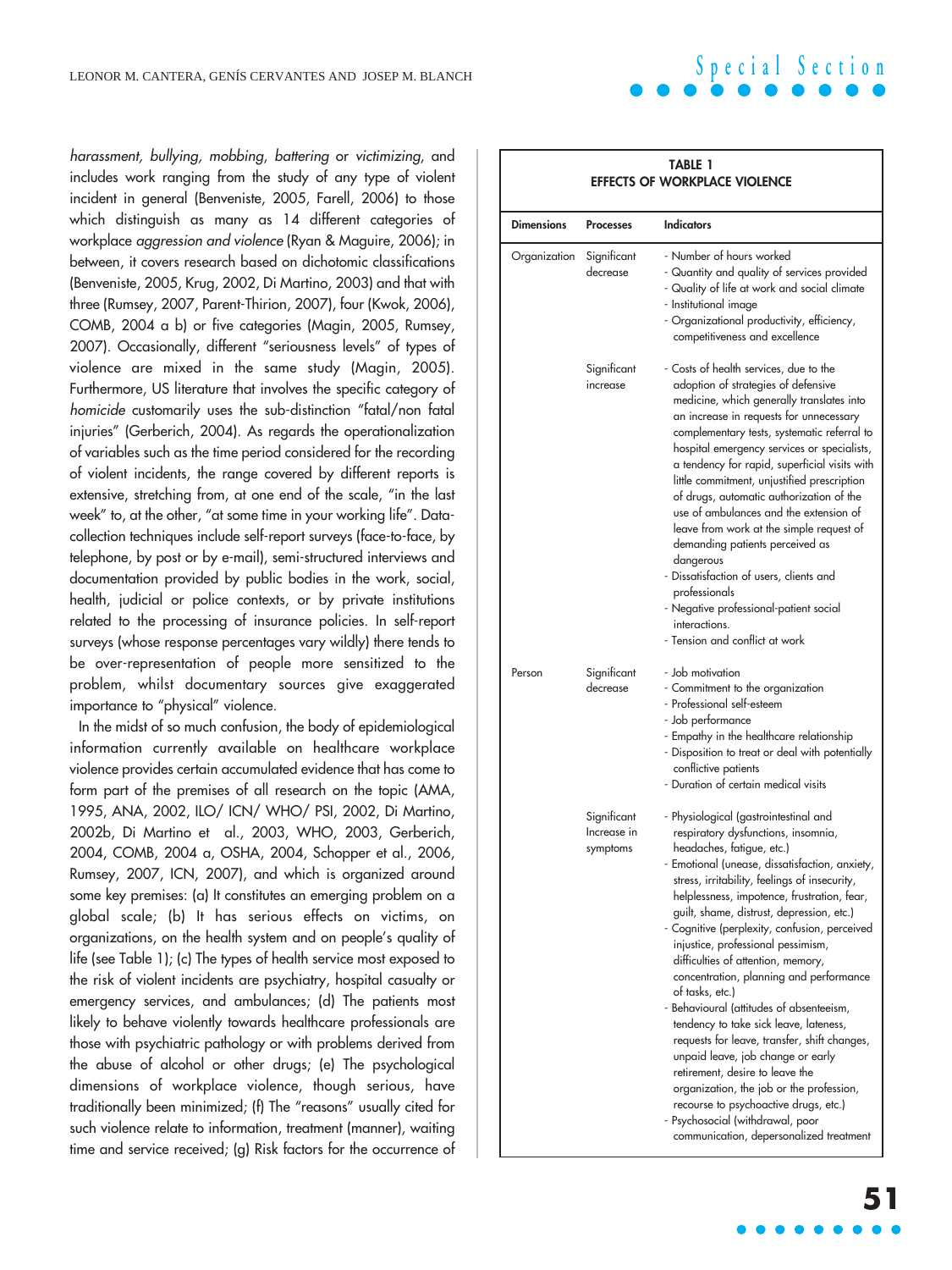*harassment, bullying, mobbing, battering* or *victimizing*, and includes work ranging from the study of any type of violent incident in general (Benveniste, 2005, Farell, 2006) to those which distinguish as many as 14 different categories of workplace *aggression and violence* (Ryan & Maguire, 2006); in between, it covers research based on dichotomic classifications (Benveniste, 2005, Krug, 2002, Di Martino, 2003) and that with three (Rumsey, 2007, Parent-Thirion, 2007), four (Kwok, 2006), COMB, 2004 a b) or five categories (Magin, 2005, Rumsey, 2007). Occasionally, different "seriousness levels" of types of violence are mixed in the same study (Magin, 2005). Furthermore, US literature that involves the specific category of *homicide* customarily uses the sub-distinction "fatal/non fatal injuries" (Gerberich, 2004). As regards the operationalization of variables such as the time period considered for the recording of violent incidents, the range covered by different reports is extensive, stretching from, at one end of the scale, "in the last week" to, at the other, "at some time in your working life". Data-collection techniques include self-report surveys (face-to-face, by telephone, by post or by e-mail), semi-structured interviews and documentation provided by public bodies in the work, social, health, judicial or police contexts, or by private institutions related to the processing of insurance policies. In self-report surveys (whose response percentages vary wildly) there tends to be over-representation of people more sensitized to the problem, whilst documentary sources give exaggerated importance to "physical" violence.

In the midst of so much confusion, the body of epidemiological information currently available on healthcare workplace violence provides certain accumulated evidence that has come to form part of the premises of all research on the topic (AMA, 1995, ANA, 2002, ILO/ ICN/ WHO/ PSI, 2002, Di Martino, 2002b, Di Martino et al., 2003, WHO, 2003, Gerberich, 2004, COMB, 2004 a, OSHA, 2004, Schopper et al., 2006, Rumsey, 2007, ICN, 2007), and which is organized around some key premises: (a) It constitutes an emerging problem on a global scale; (b) It has serious effects on victims, on organizations, on the health system and on people's quality of life (see Table 1); (c) The types of health service most exposed to the risk of violent incidents are psychiatry, hospital casualty or emergency services, and ambulances; (d) The patients most likely to behave violently towards healthcare professionals are those with psychiatric pathology or with problems derived from the abuse of alcohol or other drugs; (e) The psychological dimensions of workplace violence, though serious, have traditionally been minimized; (f) The "reasons" usually cited for such violence relate to information, treatment (manner), waiting time and service received; (g) Risk factors for the occurrence of

**TABLE 1**
**EFFECTS OF WORKPLACE VIOLENCE**

| Dimensions | Processes | Indicators |
|---|---|---|
| Organization | Significant decrease | - Number of hours worked<br>- Quantity and quality of services provided<br>- Quality of life at work and social climate<br>- Institutional image<br>- Organizational productivity, efficiency, competitiveness and excellence |
| | Significant increase | - Costs of health services, due to the adoption of strategies of defensive medicine, which generally translates into an increase in requests for unnecessary complementary tests, systematic referral to hospital emergency services or specialists, a tendency for rapid, superficial visits with little commitment, unjustified prescription of drugs, automatic authorization of the use of ambulances and the extension of leave from work at the simple request of demanding patients perceived as dangerous<br>- Dissatisfaction of users, clients and professionals<br>- Negative professional-patient social interactions.<br>- Tension and conflict at work |
| Person | Significant decrease | - Job motivation<br>- Commitment to the organization<br>- Professional self-esteem<br>- Job performance<br>- Empathy in the healthcare relationship<br>- Disposition to treat or deal with potentially conflictive patients<br>- Duration of certain medical visits |
| | Significant Increase in symptoms | - Physiological (gastrointestinal and respiratory dysfunctions, insomnia, headaches, fatigue, etc.)<br>- Emotional (unease, dissatisfaction, anxiety, stress, irritability, feelings of insecurity, helplessness, impotence, frustration, fear, guilt, shame, distrust, depression, etc.)<br>- Cognitive (perplexity, confusion, perceived injustice, professional pessimism, difficulties of attention, memory, concentration, planning and performance of tasks, etc.)<br>- Behavioural (attitudes of absenteeism, tendency to take sick leave, lateness, requests for leave, transfer, shift changes, unpaid leave, job change or early retirement, desire to leave the organization, the job or the profession, recourse to psychoactive drugs, etc.)<br>- Psychosocial (withdrawal, poor communication, depersonalized treatment |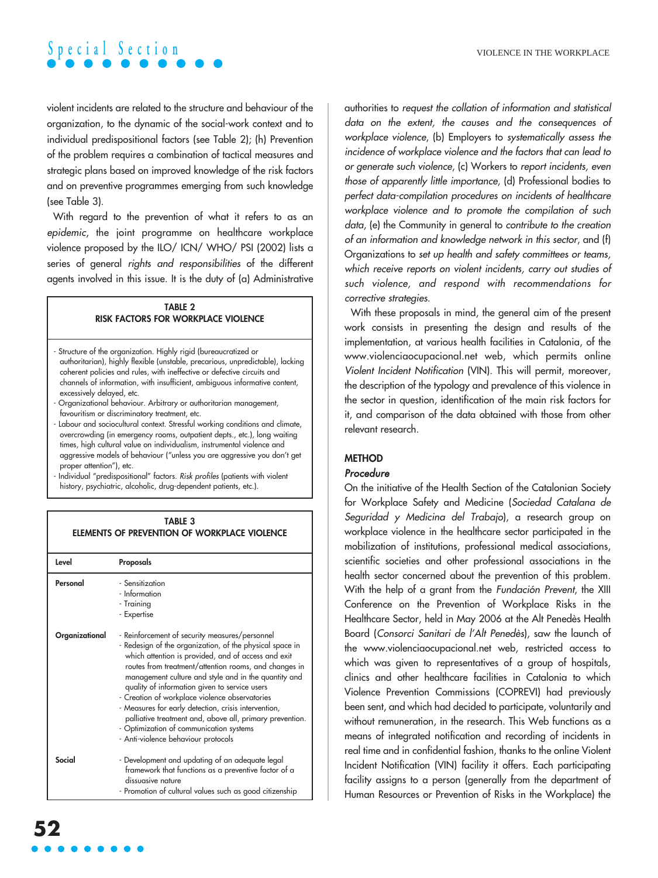violent incidents are related to the structure and behaviour of the organization, to the dynamic of the social-work context and to individual predispositional factors (see Table 2); (h) Prevention of the problem requires a combination of tactical measures and strategic plans based on improved knowledge of the risk factors and on preventive programmes emerging from such knowledge (see Table 3).

With regard to the prevention of what it refers to as an *epidemic*, the joint programme on healthcare workplace violence proposed by the ILO/ ICN/ WHO/ PSI (2002) lists a series of general *rights and responsibilities* of the different agents involved in this issue. It is the duty of (a) Administrative authorities to *request the collation of information and statistical data on the extent, the causes and the consequences of workplace violence*, (b) Employers to *systematically assess the incidence of workplace violence and the factors that can lead to or generate such violence*, (c) Workers to *report incidents, even those of apparently little importance*, (d) Professional bodies to *perfect data-compilation procedures on incidents of healthcare workplace violence and to promote the compilation of such data*, (e) the Community in general to *contribute to the creation of an information and knowledge network in this sector*, and (f) Organizations to *set up health and safety committees or teams, which receive reports on violent incidents, carry out studies of such violence, and respond with recommendations for corrective strategies*.

**TABLE 2**
**RISK FACTORS FOR WORKPLACE VIOLENCE**

- Structure of the organization. Highly rigid (bureaucratized or authoritarian), highly flexible (unstable, precarious, unpredictable), lacking coherent policies and rules, with ineffective or defective circuits and channels of information, with insufficient, ambiguous informative content, excessively delayed, etc.
- Organizational behaviour. Arbitrary or authoritarian management, favouritism or discriminatory treatment, etc.
- Labour and sociocultural context. Stressful working conditions and climate, overcrowding (in emergency rooms, outpatient depts., etc.), long waiting times, high cultural value on individualism, instrumental violence and aggressive models of behaviour ("unless you are aggressive you don't get proper attention"), etc.
- Individual "predispositional" factors. *Risk profiles* (patients with violent history, psychiatric, alcoholic, drug-dependent patients, etc.).

**TABLE 3**
**ELEMENTS OF PREVENTION OF WORKPLACE VIOLENCE**

| Level | Proposals |
|---|---|
| **Personal** | - Sensitization<br>- Information<br>- Training<br>- Expertise |
| **Organizational** | - Reinforcement of security measures/personnel<br>- Redesign of the organization, of the physical space in which attention is provided, and of access and exit routes from treatment/attention rooms, and changes in management culture and style and in the quantity and quality of information given to service users<br>- Creation of workplace violence observatories<br>- Measures for early detection, crisis intervention, palliative treatment and, above all, primary prevention.<br>- Optimization of communication systems<br>- Anti-violence behaviour protocols |
| **Social** | - Development and updating of an adequate legal framework that functions as a preventive factor of a dissuasive nature<br>- Promotion of cultural values such as good citizenship |

With these proposals in mind, the general aim of the present work consists in presenting the design and results of the implementation, at various health facilities in Catalonia, of the www.violenciaocupacional.net web, which permits online *Violent Incident Notification* (VIN). This will permit, moreover, the description of the typology and prevalence of this violence in the sector in question, identification of the main risk factors for it, and comparison of the data obtained with those from other relevant research.

## METHOD

### *Procedure*

On the initiative of the Health Section of the Catalonian Society for Workplace Safety and Medicine (*Sociedad Catalana de Seguridad y Medicina del Trabajo*), a research group on workplace violence in the healthcare sector participated in the mobilization of institutions, professional medical associations, scientific societies and other professional associations in the health sector concerned about the prevention of this problem. With the help of a grant from the *Fundación Prevent*, the XIII Conference on the Prevention of Workplace Risks in the Healthcare Sector, held in May 2006 at the Alt Penedès Health Board (*Consorci Sanitari de l'Alt Penedès*), saw the launch of the www.violenciaocupacional.net web, restricted access to which was given to representatives of a group of hospitals, clinics and other healthcare facilities in Catalonia to which Violence Prevention Commissions (COPREVI) had previously been sent, and which had decided to participate, voluntarily and without remuneration, in the research. This Web functions as a means of integrated notification and recording of incidents in real time and in confidential fashion, thanks to the online Violent Incident Notification (VIN) facility it offers. Each participating facility assigns to a person (generally from the department of Human Resources or Prevention of Risks in the Workplace) the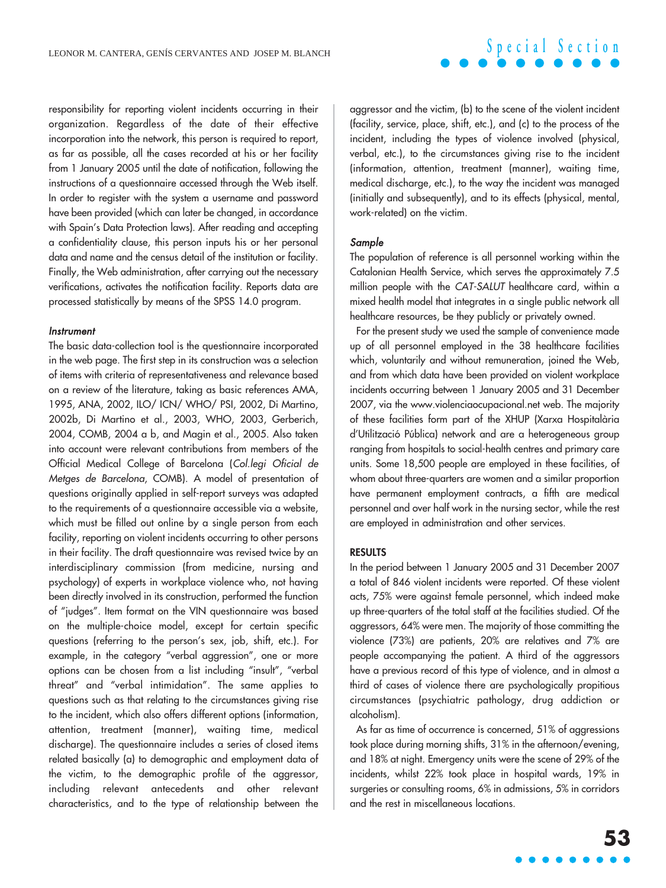responsibility for reporting violent incidents occurring in their organization. Regardless of the date of their effective incorporation into the network, this person is required to report, as far as possible, all the cases recorded at his or her facility from 1 January 2005 until the date of notification, following the instructions of a questionnaire accessed through the Web itself. In order to register with the system a username and password have been provided (which can later be changed, in accordance with Spain's Data Protection laws). After reading and accepting a confidentiality clause, this person inputs his or her personal data and name and the census detail of the institution or facility. Finally, the Web administration, after carrying out the necessary verifications, activates the notification facility. Reports data are processed statistically by means of the SPSS 14.0 program.

#### *Instrument*

The basic data-collection tool is the questionnaire incorporated in the web page. The first step in its construction was a selection of items with criteria of representativeness and relevance based on a review of the literature, taking as basic references AMA, 1995, ANA, 2002, ILO/ ICN/ WHO/ PSI, 2002, Di Martino, 2002b, Di Martino et al., 2003, WHO, 2003, Gerberich, 2004, COMB, 2004 a b, and Magin et al., 2005. Also taken into account were relevant contributions from members of the Official Medical College of Barcelona (*Col.legi Oficial de Metges de Barcelona*, COMB). A model of presentation of questions originally applied in self-report surveys was adapted to the requirements of a questionnaire accessible via a website, which must be filled out online by a single person from each facility, reporting on violent incidents occurring to other persons in their facility. The draft questionnaire was revised twice by an interdisciplinary commission (from medicine, nursing and psychology) of experts in workplace violence who, not having been directly involved in its construction, performed the function of "judges". Item format on the VIN questionnaire was based on the multiple-choice model, except for certain specific questions (referring to the person's sex, job, shift, etc.). For example, in the category "verbal aggression", one or more options can be chosen from a list including "insult", "verbal threat" and "verbal intimidation". The same applies to questions such as that relating to the circumstances giving rise to the incident, which also offers different options (information, attention, treatment (manner), waiting time, medical discharge). The questionnaire includes a series of closed items related basically (a) to demographic and employment data of the victim, to the demographic profile of the aggressor, including relevant antecedents and other relevant characteristics, and to the type of relationship between the aggressor and the victim, (b) to the scene of the violent incident (facility, service, place, shift, etc.), and (c) to the process of the incident, including the types of violence involved (physical, verbal, etc.), to the circumstances giving rise to the incident (information, attention, treatment (manner), waiting time, medical discharge, etc.), to the way the incident was managed (initially and subsequently), and to its effects (physical, mental, work-related) on the victim.

#### *Sample*

The population of reference is all personnel working within the Catalonian Health Service, which serves the approximately 7.5 million people with the *CAT-SALUT* healthcare card, within a mixed health model that integrates in a single public network all healthcare resources, be they publicly or privately owned.

For the present study we used the sample of convenience made up of all personnel employed in the 38 healthcare facilities which, voluntarily and without remuneration, joined the Web, and from which data have been provided on violent workplace incidents occurring between 1 January 2005 and 31 December 2007, via the www.violenciaocupacional.net web. The majority of these facilities form part of the XHUP (Xarxa Hospitalària d'Utilització Pública) network and are a heterogeneous group ranging from hospitals to social-health centres and primary care units. Some 18,500 people are employed in these facilities, of whom about three-quarters are women and a similar proportion have permanent employment contracts, a fifth are medical personnel and over half work in the nursing sector, while the rest are employed in administration and other services.

### RESULTS

In the period between 1 January 2005 and 31 December 2007 a total of 846 violent incidents were reported. Of these violent acts, 75% were against female personnel, which indeed make up three-quarters of the total staff at the facilities studied. Of the aggressors, 64% were men. The majority of those committing the violence (73%) are patients, 20% are relatives and 7% are people accompanying the patient. A third of the aggressors have a previous record of this type of violence, and in almost a third of cases of violence there are psychologically propitious circumstances (psychiatric pathology, drug addiction or alcoholism).

As far as time of occurrence is concerned, 51% of aggressions took place during morning shifts, 31% in the afternoon/evening, and 18% at night. Emergency units were the scene of 29% of the incidents, whilst 22% took place in hospital wards, 19% in surgeries or consulting rooms, 6% in admissions, 5% in corridors and the rest in miscellaneous locations.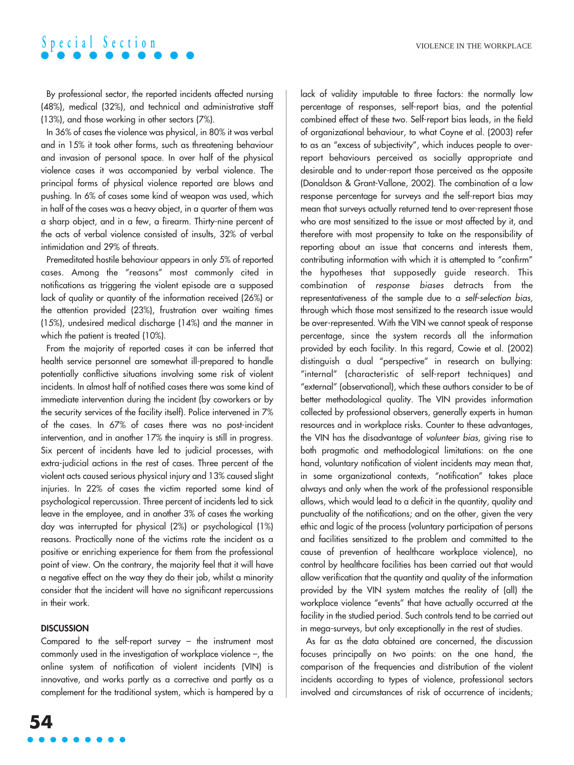By professional sector, the reported incidents affected nursing (48%), medical (32%), and technical and administrative staff (13%), and those working in other sectors (7%).

In 36% of cases the violence was physical, in 80% it was verbal and in 15% it took other forms, such as threatening behaviour and invasion of personal space. In over half of the physical violence cases it was accompanied by verbal violence. The principal forms of physical violence reported are blows and pushing. In 6% of cases some kind of weapon was used, which in half of the cases was a heavy object, in a quarter of them was a sharp object, and in a few, a firearm. Thirty-nine percent of the acts of verbal violence consisted of insults, 32% of verbal intimidation and 29% of threats.

Premeditated hostile behaviour appears in only 5% of reported cases. Among the "reasons" most commonly cited in notifications as triggering the violent episode are a supposed lack of quality or quantity of the information received (26%) or the attention provided (23%), frustration over waiting times (15%), undesired medical discharge (14%) and the manner in which the patient is treated (10%).

From the majority of reported cases it can be inferred that health service personnel are somewhat ill-prepared to handle potentially conflictive situations involving some risk of violent incidents. In almost half of notified cases there was some kind of immediate intervention during the incident (by coworkers or by the security services of the facility itself). Police intervened in 7% of the cases. In 67% of cases there was no post-incident intervention, and in another 17% the inquiry is still in progress. Six percent of incidents have led to judicial processes, with extra-judicial actions in the rest of cases. Three percent of the violent acts caused serious physical injury and 13% caused slight injuries. In 22% of cases the victim reported some kind of psychological repercussion. Three percent of incidents led to sick leave in the employee, and in another 3% of cases the working day was interrupted for physical (2%) or psychological (1%) reasons. Practically none of the victims rate the incident as a positive or enriching experience for them from the professional point of view. On the contrary, the majority feel that it will have a negative effect on the way they do their job, whilst a minority consider that the incident will have no significant repercussions in their work.

## DISCUSSION

Compared to the self-report survey – the instrument most commonly used in the investigation of workplace violence –, the online system of notification of violent incidents (VIN) is innovative, and works partly as a corrective and partly as a complement for the traditional system, which is hampered by a lack of validity imputable to three factors: the normally low percentage of responses, self-report bias, and the potential combined effect of these two. Self-report bias leads, in the field of organizational behaviour, to what Coyne et al. (2003) refer to as an "excess of subjectivity", which induces people to over-report behaviours perceived as socially appropriate and desirable and to under-report those perceived as the opposite (Donaldson & Grant-Vallone, 2002). The combination of a low response percentage for surveys and the self-report bias may mean that surveys actually returned tend to over-represent those who are most sensitized to the issue or most affected by it, and therefore with most propensity to take on the responsibility of reporting about an issue that concerns and interests them, contributing information with which it is attempted to "confirm" the hypotheses that supposedly guide research. This combination of *response biases* detracts from the representativeness of the sample due to a *self-selection bias*, through which those most sensitized to the research issue would be over-represented. With the VIN we cannot speak of response percentage, since the system records all the information provided by each facility. In this regard, Cowie et al. (2002) distinguish a dual "perspective" in research on bullying: "internal" (characteristic of self-report techniques) and "external" (observational), which these authors consider to be of better methodological quality. The VIN provides information collected by professional observers, generally experts in human resources and in workplace risks. Counter to these advantages, the VIN has the disadvantage of *volunteer bias*, giving rise to both pragmatic and methodological limitations: on the one hand, voluntary notification of violent incidents may mean that, in some organizational contexts, "notification" takes place always and only when the work of the professional responsible allows, which would lead to a deficit in the quantity, quality and punctuality of the notifications; and on the other, given the very ethic and logic of the process (voluntary participation of persons and facilities sensitized to the problem and committed to the cause of prevention of healthcare workplace violence), no control by healthcare facilities has been carried out that would allow verification that the quantity and quality of the information provided by the VIN system matches the reality of (all) the workplace violence "events" that have actually occurred at the facility in the studied period. Such controls tend to be carried out in mega-surveys, but only exceptionally in the rest of studies.

As far as the data obtained are concerned, the discussion focuses principally on two points: on the one hand, the comparison of the frequencies and distribution of the violent incidents according to types of violence, professional sectors involved and circumstances of risk of occurrence of incidents;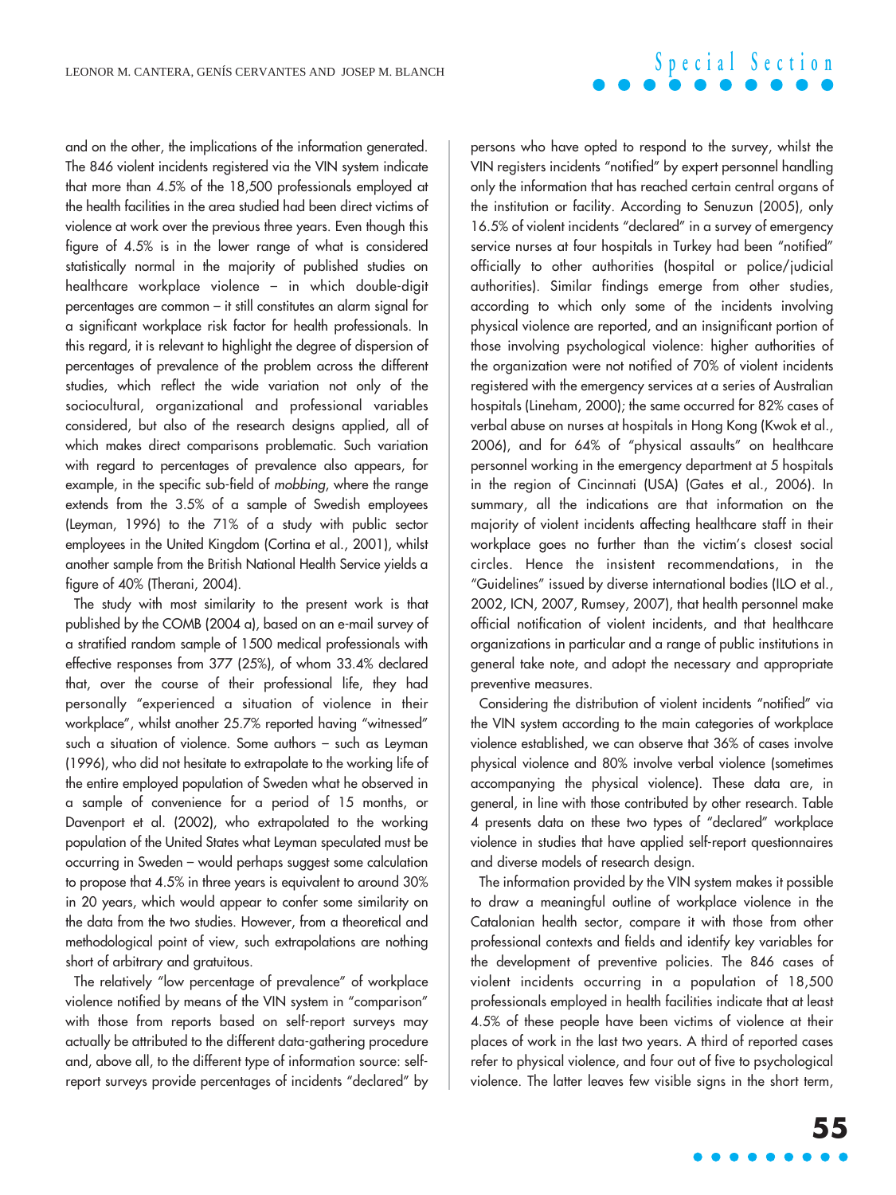and on the other, the implications of the information generated. The 846 violent incidents registered via the VIN system indicate that more than 4.5% of the 18,500 professionals employed at the health facilities in the area studied had been direct victims of violence at work over the previous three years. Even though this figure of 4.5% is in the lower range of what is considered statistically normal in the majority of published studies on healthcare workplace violence – in which double-digit percentages are common – it still constitutes an alarm signal for a significant workplace risk factor for health professionals. In this regard, it is relevant to highlight the degree of dispersion of percentages of prevalence of the problem across the different studies, which reflect the wide variation not only of the sociocultural, organizational and professional variables considered, but also of the research designs applied, all of which makes direct comparisons problematic. Such variation with regard to percentages of prevalence also appears, for example, in the specific sub-field of *mobbing*, where the range extends from the 3.5% of a sample of Swedish employees (Leyman, 1996) to the 71% of a study with public sector employees in the United Kingdom (Cortina et al., 2001), whilst another sample from the British National Health Service yields a figure of 40% (Therani, 2004).

The study with most similarity to the present work is that published by the COMB (2004 a), based on an e-mail survey of a stratified random sample of 1500 medical professionals with effective responses from 377 (25%), of whom 33.4% declared that, over the course of their professional life, they had personally "experienced a situation of violence in their workplace", whilst another 25.7% reported having "witnessed" such a situation of violence. Some authors – such as Leyman (1996), who did not hesitate to extrapolate to the working life of the entire employed population of Sweden what he observed in a sample of convenience for a period of 15 months, or Davenport et al. (2002), who extrapolated to the working population of the United States what Leyman speculated must be occurring in Sweden – would perhaps suggest some calculation to propose that 4.5% in three years is equivalent to around 30% in 20 years, which would appear to confer some similarity on the data from the two studies. However, from a theoretical and methodological point of view, such extrapolations are nothing short of arbitrary and gratuitous.

The relatively "low percentage of prevalence" of workplace violence notified by means of the VIN system in "comparison" with those from reports based on self-report surveys may actually be attributed to the different data-gathering procedure and, above all, to the different type of information source: self-report surveys provide percentages of incidents "declared" by persons who have opted to respond to the survey, whilst the VIN registers incidents "notified" by expert personnel handling only the information that has reached certain central organs of the institution or facility. According to Senuzun (2005), only 16.5% of violent incidents "declared" in a survey of emergency service nurses at four hospitals in Turkey had been "notified" officially to other authorities (hospital or police/judicial authorities). Similar findings emerge from other studies, according to which only some of the incidents involving physical violence are reported, and an insignificant portion of those involving psychological violence: higher authorities of the organization were not notified of 70% of violent incidents registered with the emergency services at a series of Australian hospitals (Lineham, 2000); the same occurred for 82% cases of verbal abuse on nurses at hospitals in Hong Kong (Kwok et al., 2006), and for 64% of "physical assaults" on healthcare personnel working in the emergency department at 5 hospitals in the region of Cincinnati (USA) (Gates et al., 2006). In summary, all the indications are that information on the majority of violent incidents affecting healthcare staff in their workplace goes no further than the victim's closest social circles. Hence the insistent recommendations, in the "Guidelines" issued by diverse international bodies (ILO et al., 2002, ICN, 2007, Rumsey, 2007), that health personnel make official notification of violent incidents, and that healthcare organizations in particular and a range of public institutions in general take note, and adopt the necessary and appropriate preventive measures.

Considering the distribution of violent incidents "notified" via the VIN system according to the main categories of workplace violence established, we can observe that 36% of cases involve physical violence and 80% involve verbal violence (sometimes accompanying the physical violence). These data are, in general, in line with those contributed by other research. Table 4 presents data on these two types of "declared" workplace violence in studies that have applied self-report questionnaires and diverse models of research design.

The information provided by the VIN system makes it possible to draw a meaningful outline of workplace violence in the Catalonian health sector, compare it with those from other professional contexts and fields and identify key variables for the development of preventive policies. The 846 cases of violent incidents occurring in a population of 18,500 professionals employed in health facilities indicate that at least 4.5% of these people have been victims of violence at their places of work in the last two years. A third of reported cases refer to physical violence, and four out of five to psychological violence. The latter leaves few visible signs in the short term,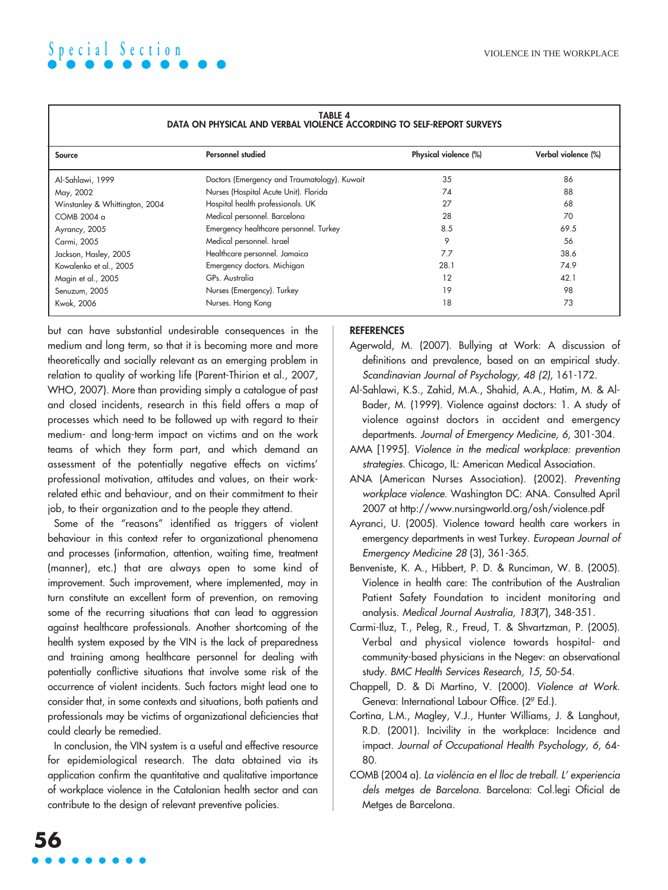**TABLE 4**
**DATA ON PHYSICAL AND VERBAL VIOLENCE ACCORDING TO SELF-REPORT SURVEYS**

| Source | Personnel studied | Physical violence (%) | Verbal violence (%) |
|---|---|---|---|
| Al-Sahlawi, 1999 | Doctors (Emergency and Traumatology). Kuwait | 35 | 86 |
| May, 2002 | Nurses (Hospital Acute Unit). Florida | 74 | 88 |
| Winstanley & Whittington, 2004 | Hospital health professionals. UK | 27 | 68 |
| COMB 2004 a | Medical personnel. Barcelona | 28 | 70 |
| Ayrancy, 2005 | Emergency healthcare personnel. Turkey | 8.5 | 69.5 |
| Carmi, 2005 | Medical personnel. Israel | 9 | 56 |
| Jackson, Hasley, 2005 | Healthcare personnel. Jamaica | 7.7 | 38.6 |
| Kowalenko et al., 2005 | Emergency doctors. Michigan | 28.1 | 74.9 |
| Magin et al., 2005 | GPs. Australia | 12 | 42.1 |
| Senuzum, 2005 | Nurses (Emergency). Turkey | 19 | 98 |
| Kwok, 2006 | Nurses. Hong Kong | 18 | 73 |

but can have substantial undesirable consequences in the medium and long term, so that it is becoming more and more theoretically and socially relevant as an emerging problem in relation to quality of working life (Parent-Thirion et al., 2007, WHO, 2007). More than providing simply a catalogue of past and closed incidents, research in this field offers a map of processes which need to be followed up with regard to their medium- and long-term impact on victims and on the work teams of which they form part, and which demand an assessment of the potentially negative effects on victims' professional motivation, attitudes and values, on their work-related ethic and behaviour, and on their commitment to their job, to their organization and to the people they attend.

Some of the "reasons" identified as triggers of violent behaviour in this context refer to organizational phenomena and processes (information, attention, waiting time, treatment (manner), etc.) that are always open to some kind of improvement. Such improvement, where implemented, may in turn constitute an excellent form of prevention, on removing some of the recurring situations that can lead to aggression against healthcare professionals. Another shortcoming of the health system exposed by the VIN is the lack of preparedness and training among healthcare personnel for dealing with potentially conflictive situations that involve some risk of the occurrence of violent incidents. Such factors might lead one to consider that, in some contexts and situations, both patients and professionals may be victims of organizational deficiencies that could clearly be remedied.

In conclusion, the VIN system is a useful and effective resource for epidemiological research. The data obtained via its application confirm the quantitative and qualitative importance of workplace violence in the Catalonian health sector and can contribute to the design of relevant preventive policies.

## REFERENCES

Agerwold, M. (2007). Bullying at Work: A discussion of definitions and prevalence, based on an empirical study. *Scandinavian Journal of Psychology, 48 (2)*, 161-172.

Al-Sahlawi, K.S., Zahid, M.A., Shahid, A.A., Hatim, M. & Al-Bader, M. (1999). Violence against doctors: 1. A study of violence against doctors in accident and emergency departments. *Journal of Emergency Medicine, 6*, 301-304.

AMA [1995]. *Violence in the medical workplace: prevention strategies*. Chicago, IL: American Medical Association.

ANA (American Nurses Association). (2002). *Preventing workplace violence*. Washington DC: ANA. Consulted April 2007 at http://www.nursingworld.org/osh/violence.pdf

Ayranci, U. (2005). Violence toward health care workers in emergency departments in west Turkey. *European Journal of Emergency Medicine 28* (3), 361-365.

Benveniste, K. A., Hibbert, P. D. & Runciman, W. B. (2005). Violence in health care: The contribution of the Australian Patient Safety Foundation to incident monitoring and analysis. *Medical Journal Australia, 183*(7), 348-351.

Carmi-Iluz, T., Peleg, R., Freud, T. & Shvartzman, P. (2005). Verbal and physical violence towards hospital- and community-based physicians in the Negev: an observational study. *BMC Health Services Research, 15*, 50-54.

Chappell, D. & Di Martino, V. (2000). *Violence at Work*. Geneva: International Labour Office. (2ª Ed.).

Cortina, L.M., Magley, V.J., Hunter Williams, J. & Langhout, R.D. (2001). Incivility in the workplace: Incidence and impact. *Journal of Occupational Health Psychology, 6*, 64-80.

COMB (2004 a). *La violència en el lloc de treball. L' experiencia dels metges de Barcelona*. Barcelona: Col.legi Oficial de Metges de Barcelona.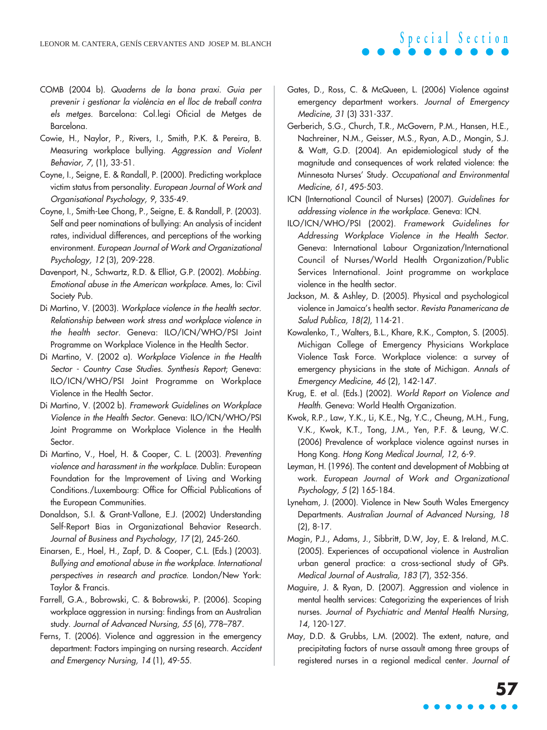COMB (2004 b). *Quaderns de la bona praxi. Guia per prevenir i gestionar la violència en el lloc de treball contra els metges*. Barcelona: Col.legi Oficial de Metges de Barcelona.

Cowie, H., Naylor, P., Rivers, I., Smith, P.K. & Pereira, B. Measuring workplace bullying. *Aggression and Violent Behavior, 7*, (1), 33-51.

Coyne, I., Seigne, E. & Randall, P. (2000). Predicting workplace victim status from personality. *European Journal of Work and Organisational Psychology, 9*, 335-49.

Coyne, I., Smith-Lee Chong, P., Seigne, E. & Randall, P. (2003). Self and peer nominations of bullying: An analysis of incident rates, individual differences, and perceptions of the working environment. *European Journal of Work and Organizational Psychology, 12* (3), 209-228.

Davenport, N., Schwartz, R.D. & Elliot, G.P. (2002). *Mobbing. Emotional abuse in the American workplace*. Ames, Io: Civil Society Pub.

Di Martino, V. (2003). *Workplace violence in the health sector. Relationship between work stress and workplace violence in the health sector*. Geneva: ILO/ICN/WHO/PSI Joint Programme on Workplace Violence in the Health Sector.

Di Martino, V. (2002 a). *Workplace Violence in the Health Sector - Country Case Studies. Synthesis Report*; Geneva: ILO/ICN/WHO/PSI Joint Programme on Workplace Violence in the Health Sector.

Di Martino, V. (2002 b). *Framework Guidelines on Workplace Violence in the Health Sector*. Geneva: ILO/ICN/WHO/PSI Joint Programme on Workplace Violence in the Health Sector.

Di Martino, V., Hoel, H. & Cooper, C. L. (2003). *Preventing violence and harassment in the workplace*. Dublin: European Foundation for the Improvement of Living and Working Conditions./Luxembourg: Office for Official Publications of the European Communities.

Donaldson, S.I. & Grant-Vallone, E.J. (2002) Understanding Self-Report Bias in Organizational Behavior Research. *Journal of Business and Psychology, 17* (2), 245-260.

Einarsen, E., Hoel, H., Zapf, D. & Cooper, C.L. (Eds.) (2003). *Bullying and emotional abuse in the workplace. International perspectives in research and practice*. London/New York: Taylor & Francis.

Farrell, G.A., Bobrowski, C. & Bobrowski, P. (2006). Scoping workplace aggression in nursing: findings from an Australian study. *Journal of Advanced Nursing, 55* (6), 778–787.

Ferns, T. (2006). Violence and aggression in the emergency department: Factors impinging on nursing research. *Accident and Emergency Nursing, 14* (1), 49-55.

Gates, D., Ross, C. & McQueen, L. (2006) Violence against emergency department workers. *Journal of Emergency Medicine, 31* (3) 331-337.

Gerberich, S.G., Church, T.R., McGovern, P.M., Hansen, H.E., Nachreiner, N.M., Geisser, M.S., Ryan, A.D., Mongin, S.J. & Watt, G.D. (2004). An epidemiological study of the magnitude and consequences of work related violence: the Minnesota Nurses' Study. *Occupational and Environmental Medicine, 61*, 495-503.

ICN (International Council of Nurses) (2007). *Guidelines for addressing violence in the workplace*. Geneva: ICN.

ILO/ICN/WHO/PSI (2002). *Framework Guidelines for Addressing Workplace Violence in the Health Sector*. Geneva: International Labour Organization/International Council of Nurses/World Health Organization/Public Services International. Joint programme on workplace violence in the health sector.

Jackson, M. & Ashley, D. (2005). Physical and psychological violence in Jamaica's health sector. *Revista Panamericana de Salud Publica, 18(2)*, 114-21.

Kowalenko, T., Walters, B.L., Khare, R.K., Compton, S. (2005). Michigan College of Emergency Physicians Workplace Violence Task Force. Workplace violence: a survey of emergency physicians in the state of Michigan. *Annals of Emergency Medicine, 46* (2), 142-147.

Krug, E. et al. (Eds.) (2002). *World Report on Violence and Health*. Geneva: World Health Organization.

Kwok, R.P., Law, Y.K., Li, K.E., Ng, Y.C., Cheung, M.H., Fung, V.K., Kwok, K.T., Tong, J.M., Yen, P.F. & Leung, W.C. (2006) Prevalence of workplace violence against nurses in Hong Kong. *Hong Kong Medical Journal, 12*, 6-9.

Leyman, H. (1996). The content and development of Mobbing at work. *European Journal of Work and Organizational Psychology, 5* (2) 165-184.

Lyneham, J. (2000). Violence in New South Wales Emergency Departments. *Australian Journal of Advanced Nursing, 18* (2), 8-17.

Magin, P.J., Adams, J., Sibbritt, D.W, Joy, E. & Ireland, M.C. (2005). Experiences of occupational violence in Australian urban general practice: a cross-sectional study of GPs. *Medical Journal of Australia, 183* (7), 352-356.

Maguire, J. & Ryan, D. (2007). Aggression and violence in mental health services: Categorizing the experiences of Irish nurses. *Journal of Psychiatric and Mental Health Nursing, 14*, 120-127.

May, D.D. & Grubbs, L.M. (2002). The extent, nature, and precipitating factors of nurse assault among three groups of registered nurses in a regional medical center. *Journal of*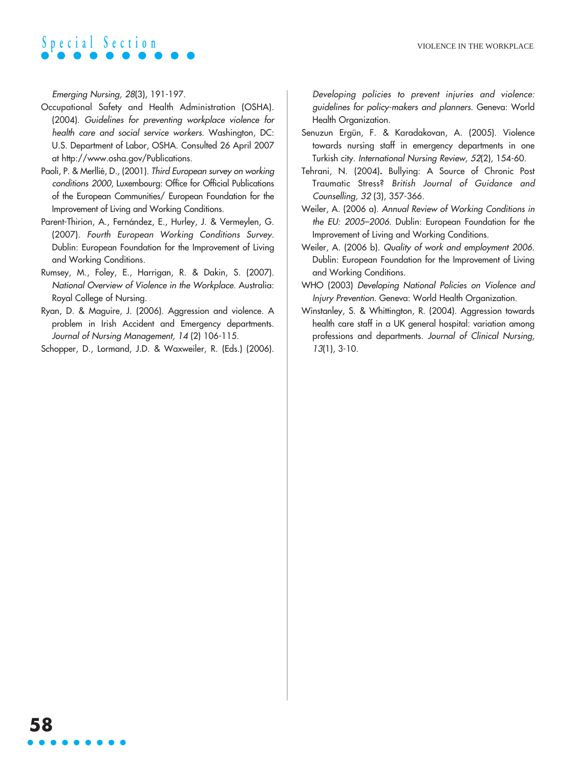*Emerging Nursing, 28*(3), 191-197.

Occupational Safety and Health Administration (OSHA). (2004). *Guidelines for preventing workplace violence for health care and social service workers*. Washington, DC: U.S. Department of Labor, OSHA. Consulted 26 April 2007 at http://www.osha.gov/Publications.

Paoli, P. & Merllié, D., (2001). *Third European survey on working conditions 2000*, Luxembourg: Office for Official Publications of the European Communities/ European Foundation for the Improvement of Living and Working Conditions.

Parent-Thirion, A., Fernández, E., Hurley, J. & Vermeylen, G. (2007). *Fourth European Working Conditions Survey*. Dublin: European Foundation for the Improvement of Living and Working Conditions.

Rumsey, M., Foley, E., Harrigan, R. & Dakin, S. (2007). *National Overview of Violence in the Workplace*. Australia: Royal College of Nursing.

Ryan, D. & Maguire, J. (2006). Aggression and violence. A problem in Irish Accident and Emergency departments. *Journal of Nursing Management, 14* (2) 106-115.

Schopper, D., Lormand, J.D. & Waxweiler, R. (Eds.) (2006). *Developing policies to prevent injuries and violence: guidelines for policy-makers and planners*. Geneva: World Health Organization.

Senuzun Ergün, F. & Karadakovan, A. (2005). Violence towards nursing staff in emergency departments in one Turkish city. *International Nursing Review, 52*(2), 154-60.

Tehrani, N. (2004). Bullying: A Source of Chronic Post Traumatic Stress? *British Journal of Guidance and Counselling, 32* (3), 357-366.

Weiler, A. (2006 a). *Annual Review of Working Conditions in the EU: 2005–2006*. Dublin: European Foundation for the Improvement of Living and Working Conditions.

Weiler, A. (2006 b). *Quality of work and employment 2006*. Dublin: European Foundation for the Improvement of Living and Working Conditions.

WHO (2003) *Developing National Policies on Violence and Injury Prevention*. Geneva: World Health Organization.

Winstanley, S. & Whittington, R. (2004). Aggression towards health care staff in a UK general hospital: variation among professions and departments. *Journal of Clinical Nursing, 13*(1), 3-10.